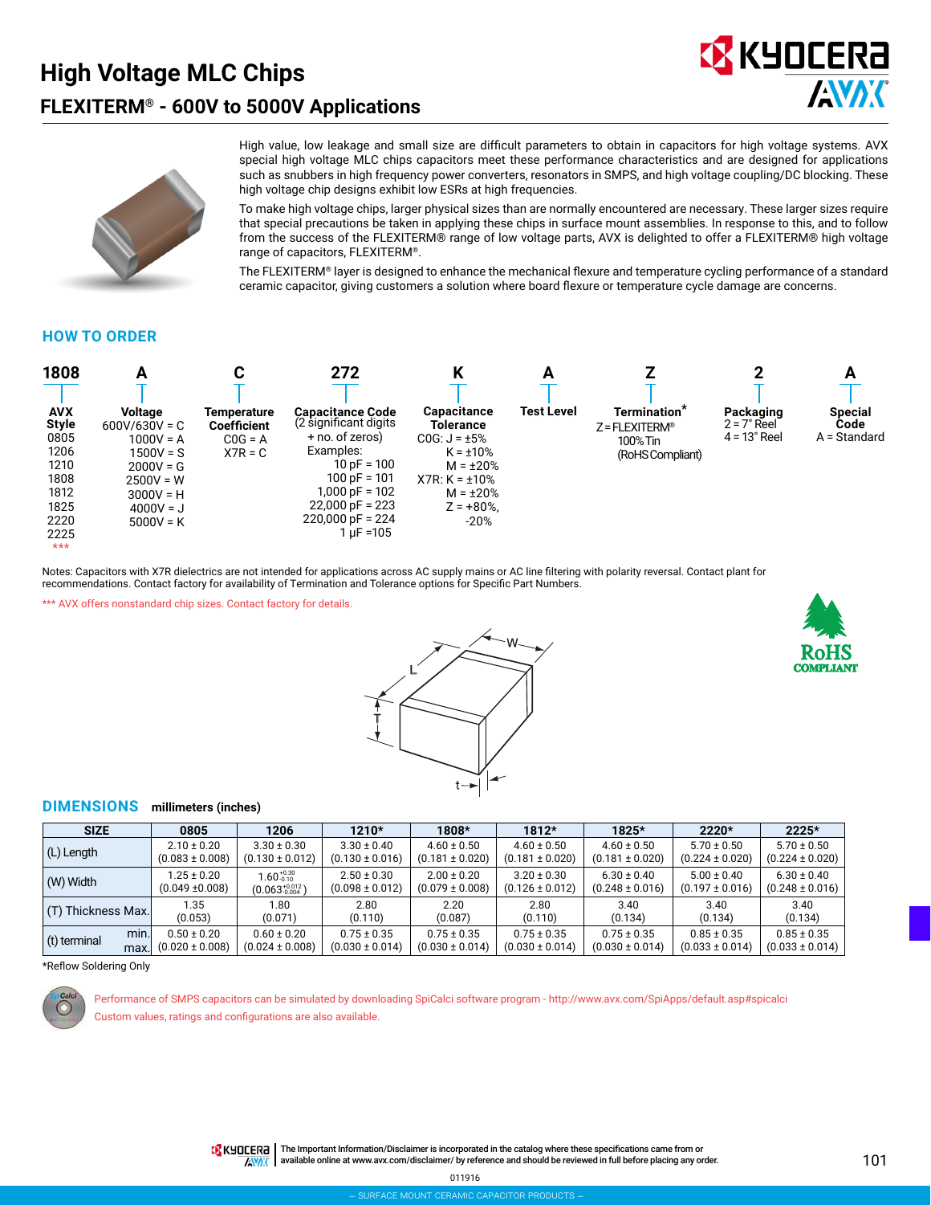# High Voltage MLC Chips

## FLEXITERM® - 600V to 5000V Applications

High value, low leakage and small size are difficult parameters to obtain in capacitors for high voltage systems. AVX special high voltage MLC chips capacitors meet these performance characteristics and are designed for applications such as snubbers in high frequency power converters, resonators in SMPS, and high voltage coupling/DC blocking. These high voltage chip designs exhibit low ESRs at high frequencies.

To make high voltage chips, larger physical sizes than are normally encountered are necessary. These larger sizes require that special precautions be taken in applying these chips in surface mount assemblies. In response to this, and to follow from the success of the FLEXITERM® range of low voltage parts, AVX is delighted to offer a FLEXITERM® high voltage range of capacitors, FLEXITERM®.

The FLEXITERM® layer is designed to enhance the mechanical flexure and temperature cycling performance of a standard ceramic capacitor, giving customers a solution where board flexure or temperature cycle damage are concerns.

## HOW TO ORDER

| 1808 | A | C | 272 | K | A | Z | 2 | A |
|---|---|---|---|---|---|---|---|---|
| **AVX Style** | **Voltage** | **Temperature Coefficient** | **Capacitance Code** | **Capacitance Tolerance** | **Test Level** | **Termination*** | **Packaging** | **Special Code** |
| 0805<br>1206<br>1210<br>1808<br>1812<br>1825<br>2220<br>2225<br>*** | 600V/630V = C<br>1000V = A<br>1500V = S<br>2000V = G<br>2500V = W<br>3000V = H<br>4000V = J<br>5000V = K | C0G = A<br>X7R = C | (2 significant digits + no. of zeros)<br>Examples:<br>10 pF = 100<br>100 pF = 101<br>1,000 pF = 102<br>22,000 pF = 223<br>220,000 pF = 224<br>1 μF =105 | C0G: J = ±5%<br>K = ±10%<br>M = ±20%<br>X7R: K = ±10%<br>M = ±20%<br>Z = +80%, -20% | | Z = FLEXITERM®<br>100% Tin<br>(RoHS Compliant) | 2 = 7" Reel<br>4 = 13" Reel | A = Standard |

Notes: Capacitors with X7R dielectrics are not intended for applications across AC supply mains or AC line filtering with polarity reversal. Contact plant for recommendations. Contact factory for availability of Termination and Tolerance options for Specific Part Numbers.

*** AVX offers nonstandard chip sizes. Contact factory for details.

## DIMENSIONS millimeters (inches)

| SIZE | 0805 | 1206 | 1210* | 1808* | 1812* | 1825* | 2220* | 2225* |
|---|---|---|---|---|---|---|---|---|
| (L) Length | 2.10 ± 0.20<br>(0.083 ± 0.008) | 3.30 ± 0.30<br>(0.130 ± 0.012) | 3.30 ± 0.40<br>(0.130 ± 0.016) | 4.60 ± 0.50<br>(0.181 ± 0.020) | 4.60 ± 0.50<br>(0.181 ± 0.020) | 4.60 ± 0.50<br>(0.181 ± 0.020) | 5.70 ± 0.50<br>(0.224 ± 0.020) | 5.70 ± 0.50<br>(0.224 ± 0.020) |
| (W) Width | 1.25 ± 0.20<br>(0.049 ±0.008) | $1.60^{+0.30}_{-0.10}$<br>$(0.063^{+0.012}_{-0.004})$ | 2.50 ± 0.30<br>(0.098 ± 0.012) | 2.00 ± 0.20<br>(0.079 ± 0.008) | 3.20 ± 0.30<br>(0.126 ± 0.012) | 6.30 ± 0.40<br>(0.248 ± 0.016) | 5.00 ± 0.40<br>(0.197 ± 0.016) | 6.30 ± 0.40<br>(0.248 ± 0.016) |
| (T) Thickness Max. | 1.35<br>(0.053) | 1.80<br>(0.071) | 2.80<br>(0.110) | 2.20<br>(0.087) | 2.80<br>(0.110) | 3.40<br>(0.134) | 3.40<br>(0.134) | 3.40<br>(0.134) |
| (t) terminal min. max. | 0.50 ± 0.20<br>(0.020 ± 0.008) | 0.60 ± 0.20<br>(0.024 ± 0.008) | 0.75 ± 0.35<br>(0.030 ± 0.014) | 0.75 ± 0.35<br>(0.030 ± 0.014) | 0.75 ± 0.35<br>(0.030 ± 0.014) | 0.75 ± 0.35<br>(0.030 ± 0.014) | 0.85 ± 0.35<br>(0.033 ± 0.014) | 0.85 ± 0.35<br>(0.033 ± 0.014) |

*Reflow Soldering Only

Performance of SMPS capacitors can be simulated by downloading SpiCalci software program - http://www.avx.com/SpiApps/default.asp#spicalci
Custom values, ratings and configurations are also available.

The Important Information/Disclaimer is incorporated in the catalog where these specifications came from or available online at www.avx.com/disclaimer/ by reference and should be reviewed in full before placing any order.

011916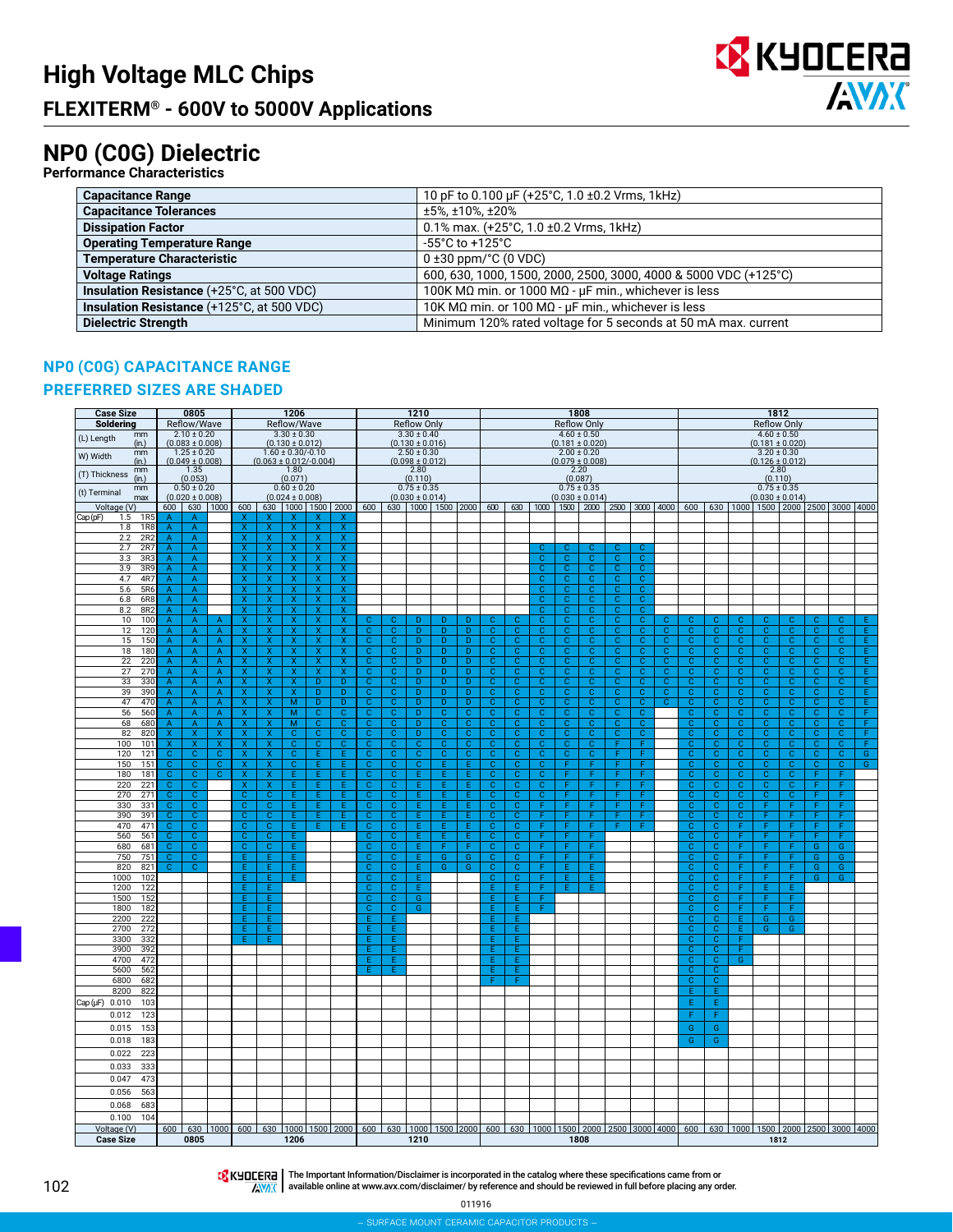# High Voltage MLC Chips

## FLEXITERM® - 600V to 5000V Applications

# NP0 (C0G) Dielectric

**Performance Characteristics**

| | |
|---|---|
| **Capacitance Range** | 10 pF to 0.100 µF (+25°C, 1.0 ±0.2 Vrms, 1kHz) |
| **Capacitance Tolerances** | ±5%, ±10%, ±20% |
| **Dissipation Factor** | 0.1% max. (+25°C, 1.0 ±0.2 Vrms, 1kHz) |
| **Operating Temperature Range** | -55°C to +125°C |
| **Temperature Characteristic** | 0 ±30 ppm/°C (0 VDC) |
| **Voltage Ratings** | 600, 630, 1000, 1500, 2000, 2500, 3000, 4000 & 5000 VDC (+125°C) |
| **Insulation Resistance** (+25°C, at 500 VDC) | 100K MΩ min. or 1000 MΩ - µF min., whichever is less |
| **Insulation Resistance** (+125°C, at 500 VDC) | 10K MΩ min. or 100 MΩ - µF min., whichever is less |
| **Dielectric Strength** | Minimum 120% rated voltage for 5 seconds at 50 mA max. current |

## NP0 (C0G) CAPACITANCE RANGE

## PREFERRED SIZES ARE SHADED

| Case Size | | 0805 | | | 1206 | | | | | 1210 | | | | | 1808 | | | | | | | | 1812 | | | | | | | |
|---|---|---|---|---|---|---|---|---|---|---|---|---|---|---|---|---|---|---|---|---|---|---|---|---|---|---|---|---|---|---|
| Soldering | | Reflow/Wave | | | Reflow/Wave | | | | | Reflow Only | | | | | Reflow Only | | | | | | | | Reflow Only | | | | | | | |
| (L) Length | mm (in.) | 2.10 ± 0.20 (0.083 ± 0.008) | | | 3.30 ± 0.30 (0.130 ± 0.012) | | | | | 3.30 ± 0.40 (0.130 ± 0.016) | | | | | 4.60 ± 0.50 (0.181 ± 0.020) | | | | | | | | 4.60 ± 0.50 (0.181 ± 0.020) | | | | | | | |
| W) Width | mm (in.) | 1.25 ± 0.20 (0.049 ± 0.008) | | | 1.60 ± 0.30/-0.10 (0.063 ± 0.012/-0.004) | | | | | 2.50 ± 0.30 (0.098 ± 0.012) | | | | | 2.00 ± 0.20 (0.079 ± 0.008) | | | | | | | | 3.20 ± 0.30 (0.126 ± 0.012) | | | | | | | |
| (T) Thickness | mm (in.) | 1.35 (0.053) | | | 1.80 (0.071) | | | | | 2.80 (0.110) | | | | | 2.20 (0.087) | | | | | | | | 2.80 (0.110) | | | | | | | |
| (t) Terminal | mm max | 0.50 ± 0.20 (0.020 ± 0.008) | | | 0.60 ± 0.20 (0.024 ± 0.008) | | | | | 0.75 ± 0.35 (0.030 ± 0.014) | | | | | 0.75 ± 0.35 (0.030 ± 0.014) | | | | | | | | 0.75 ± 0.35 (0.030 ± 0.014) | | | | | | | |
| Voltage (V) | | 600 | 630 | 1000 | 600 | 630 | 1000 | 1500 | 2000 | 600 | 630 | 1000 | 1500 | 2000 | 600 | 630 | 1000 | 1500 | 2000 | 2500 | 3000 | 4000 | 600 | 630 | 1000 | 1500 | 2000 | 2500 | 3000 | 4000 |
| Cap (pF) 1.5 | 1R5 | A | A | | X | X | X | X | X | | | | | | | | | | | | | | | | | | | | | |
| 1.8 | 1R8 | A | A | | X | X | X | X | X | | | | | | | | | | | | | | | | | | | | | |
| 2.2 | 2R2 | A | A | | X | X | X | X | X | | | | | | | | | | | | | | | | | | | | | |
| 2.7 | 2R7 | A | A | | X | X | X | X | X | | | | | | | | C | C | C | C | C | | | | | | | | | |
| 3.3 | 3R3 | A | A | | X | X | X | X | X | | | | | | | | C | C | C | C | C | | | | | | | | | |
| 3.9 | 3R9 | A | A | | X | X | X | X | X | | | | | | | | C | C | C | C | C | | | | | | | | | |
| 4.7 | 4R7 | A | A | | X | X | X | X | X | | | | | | | | C | C | C | C | C | | | | | | | | | |
| 5.6 | 5R6 | A | A | | X | X | X | X | X | | | | | | | | C | C | C | C | C | | | | | | | | | |
| 6.8 | 6R8 | A | A | | X | X | X | X | X | | | | | | | | C | C | C | C | C | | | | | | | | | |
| 8.2 | 8R2 | A | A | | X | X | X | X | X | | | | | | | | C | C | C | C | C | | | | | | | | | |
| 10 | 100 | A | A | A | X | X | X | X | X | C | C | D | D | D | C | C | C | C | C | C | C | C | C | C | C | C | C | C | C | E |
| 12 | 120 | A | A | A | X | X | X | X | X | C | C | D | D | D | C | C | C | C | C | C | C | C | C | C | C | C | C | C | C | E |
| 15 | 150 | A | A | A | X | X | X | X | X | C | C | D | D | D | C | C | C | C | C | C | C | C | C | C | C | C | C | C | C | E |
| 18 | 180 | A | A | A | X | X | X | X | X | C | C | D | D | D | C | C | C | C | C | C | C | C | C | C | C | C | C | C | C | E |
| 22 | 220 | A | A | A | X | X | X | X | X | C | C | D | D | D | C | C | C | C | C | C | C | C | C | C | C | C | C | C | C | E |
| 27 | 270 | A | A | A | X | X | X | X | X | C | C | D | D | D | C | C | C | C | C | C | C | C | C | C | C | C | C | C | C | E |
| 33 | 330 | A | A | A | X | X | X | D | D | C | C | D | D | D | C | C | C | C | C | C | C | C | C | C | C | C | C | C | C | E |
| 39 | 390 | A | A | A | X | X | X | D | D | C | C | D | D | D | C | C | C | C | C | C | C | C | C | C | C | C | C | C | C | E |
| 47 | 470 | A | A | A | X | X | M | D | D | C | C | D | D | D | C | C | C | C | C | C | C | C | C | C | C | C | C | C | C | E |
| 56 | 560 | A | A | A | X | X | M | C | C | C | C | D | C | C | C | C | C | C | C | C | C | | C | C | C | C | C | C | C | F |
| 68 | 680 | A | A | A | X | X | M | C | C | C | C | D | C | C | C | C | C | C | C | C | C | | C | C | C | C | C | C | C | F |
| 82 | 820 | X | X | X | X | X | C | C | C | C | C | D | C | C | C | C | C | C | C | C | C | | C | C | C | C | C | C | C | F |
| 100 | 101 | X | X | X | X | X | C | C | C | C | C | C | C | C | C | C | C | C | C | F | F | | C | C | C | C | C | C | C | F |
| 120 | 121 | C | C | C | X | X | C | E | E | C | C | C | C | C | C | C | C | C | C | F | F | | C | C | C | C | C | C | C | G |
| 150 | 151 | C | C | C | X | X | C | E | E | C | C | C | E | E | C | C | C | F | F | F | F | | C | C | C | C | C | C | C | G |
| 180 | 181 | C | C | C | X | X | E | E | E | C | C | E | E | E | C | C | C | F | F | F | F | | C | C | C | C | C | F | F | |
| 220 | 221 | C | C | | X | X | E | E | E | C | C | E | E | E | C | C | C | F | F | F | F | | C | C | C | C | C | F | F | |
| 270 | 271 | C | C | | C | C | E | E | E | C | C | E | E | E | C | C | C | F | F | F | F | | C | C | C | C | C | F | F | |
| 330 | 331 | C | C | | C | C | E | E | E | C | C | E | E | E | C | C | F | F | F | F | F | | C | C | C | F | F | F | F | |
| 390 | 391 | C | C | | C | C | E | E | E | C | C | E | E | E | C | C | F | F | F | F | F | | C | C | C | F | F | F | F | |
| 470 | 471 | C | C | | C | C | E | E | E | C | C | E | E | E | C | C | F | F | F | F | F | | C | C | F | F | F | F | F | |
| 560 | 561 | C | C | | C | C | E | | | C | C | E | E | E | C | C | F | F | F | | | | C | C | F | F | F | F | F | |
| 680 | 681 | C | C | | C | C | E | | | C | C | E | F | F | C | C | F | F | F | | | | C | C | F | F | F | G | G | |
| 750 | 751 | C | C | | E | E | E | | | C | C | E | G | G | C | C | F | F | F | | | | C | C | F | F | F | G | G | |
| 820 | 821 | C | C | | E | E | E | | | C | C | E | G | G | C | C | F | E | E | | | | C | C | F | F | F | G | G | |
| 1000 | 102 | | | | E | E | E | | | C | C | E | | | C | C | F | E | E | | | | C | C | F | F | F | G | G | |
| 1200 | 122 | | | | E | E | | | | C | C | E | | | E | E | F | E | E | | | | C | C | F | E | E | | | |
| 1500 | 152 | | | | E | E | | | | C | C | G | | | E | E | F | | | | | | C | C | F | F | F | | | |
| 1800 | 182 | | | | E | E | | | | C | C | G | | | E | E | F | | | | | | C | C | F | F | F | | | |
| 2200 | 222 | | | | E | E | | | | E | E | | | | E | E | | | | | | | C | C | E | G | G | | | |
| 2700 | 272 | | | | E | E | | | | E | E | | | | E | E | | | | | | | C | C | E | G | G | | | |
| 3300 | 332 | | | | E | E | | | | E | E | | | | E | E | | | | | | | C | C | F | | | | | |
| 3900 | 392 | | | | | | | | | E | E | | | | E | E | | | | | | | C | C | F | | | | | |
| 4700 | 472 | | | | | | | | | E | E | | | | E | E | | | | | | | C | C | G | | | | | |
| 5600 | 562 | | | | | | | | | E | E | | | | E | E | | | | | | | C | C | | | | | | |
| 6800 | 682 | | | | | | | | | | | | | | F | F | | | | | | | C | C | | | | | | |
| 8200 | 822 | | | | | | | | | | | | | | | | | | | | | | E | E | | | | | | |
| Cap (µF) 0.010 | 103 | | | | | | | | | | | | | | | | | | | | | | E | E | | | | | | |
| 0.012 | 123 | | | | | | | | | | | | | | | | | | | | | | F | F | | | | | | |
| 0.015 | 153 | | | | | | | | | | | | | | | | | | | | | | G | G | | | | | | |
| 0.018 | 183 | | | | | | | | | | | | | | | | | | | | | | G | G | | | | | | |
| 0.022 | 223 | | | | | | | | | | | | | | | | | | | | | | | | | | | | | |
| 0.033 | 333 | | | | | | | | | | | | | | | | | | | | | | | | | | | | | |
| 0.047 | 473 | | | | | | | | | | | | | | | | | | | | | | | | | | | | | |
| 0.056 | 563 | | | | | | | | | | | | | | | | | | | | | | | | | | | | | |
| 0.068 | 683 | | | | | | | | | | | | | | | | | | | | | | | | | | | | | |
| 0.100 | 104 | | | | | | | | | | | | | | | | | | | | | | | | | | | | | |
| Voltage (V) | | 600 | 630 | 1000 | 600 | 630 | 1000 | 1500 | 2000 | 600 | 630 | 1000 | 1500 | 2000 | 600 | 630 | 1000 | 1500 | 2000 | 2500 | 3000 | 4000 | 600 | 630 | 1000 | 1500 | 2000 | 2500 | 3000 | 4000 |
| Case Size | | 0805 | | | 1206 | | | | | 1210 | | | | | 1808 | | | | | | | | 1812 | | | | | | | |

The Important Information/Disclaimer is incorporated in the catalog where these specifications came from or available online at www.avx.com/disclaimer/ by reference and should be reviewed in full before placing any order.

011916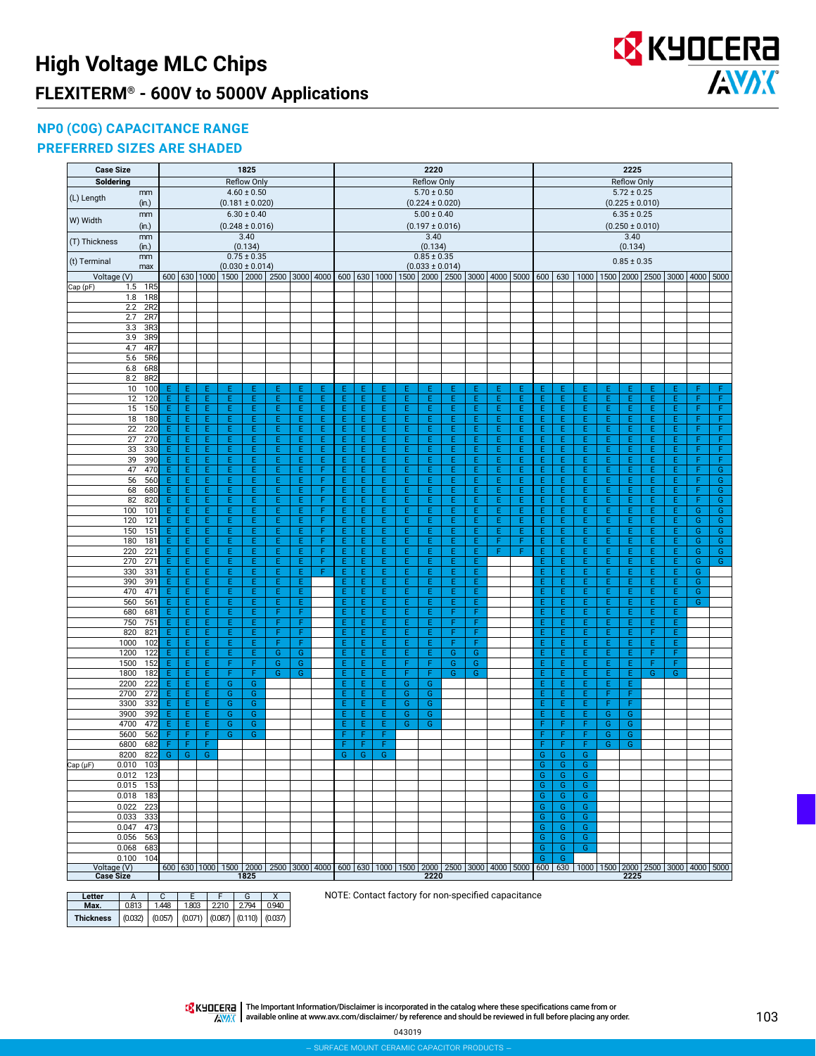# High Voltage MLC Chips

## FLEXITERM® - 600V to 5000V Applications

### NP0 (C0G) CAPACITANCE RANGE

### PREFERRED SIZES ARE SHADED

| Case Size | | | 1825 | | | | | | | | 2220 | | | | | | | | | 2225 | | | | | | | | |
|---|---|---|---|---|---|---|---|---|---|---|---|---|---|---|---|---|---|---|---|---|---|---|---|---|---|---|---|---|
| Soldering | | | Reflow Only | | | | | | | | Reflow Only | | | | | | | | | Reflow Only | | | | | | | | |
| (L) Length | | mm | 4.60 ± 0.50 | | | | | | | | 5.70 ± 0.50 | | | | | | | | | 5.72 ± 0.25 | | | | | | | | |
| | | (in.) | (0.181 ± 0.020) | | | | | | | | (0.224 ± 0.020) | | | | | | | | | (0.225 ± 0.010) | | | | | | | | |
| W) Width | | mm | 6.30 ± 0.40 | | | | | | | | 5.00 ± 0.40 | | | | | | | | | 6.35 ± 0.25 | | | | | | | | |
| | | (in.) | (0.248 ± 0.016) | | | | | | | | (0.197 ± 0.016) | | | | | | | | | (0.250 ± 0.010) | | | | | | | | |
| (T) Thickness | | mm | 3.40 | | | | | | | | 3.40 | | | | | | | | | 3.40 | | | | | | | | |
| | | (in.) | (0.134) | | | | | | | | (0.134) | | | | | | | | | (0.134) | | | | | | | | |
| (t) Terminal | | mm | 0.75 ± 0.35 | | | | | | | | 0.85 ± 0.35 | | | | | | | | | 0.85 ± 0.35 | | | | | | | | |
| | | max | (0.030 ± 0.014) | | | | | | | | (0.033 ± 0.014) | | | | | | | | | | | | | | | | | |
| Voltage (V) | | | 600 | 630 | 1000 | 1500 | 2000 | 2500 | 3000 | 4000 | 600 | 630 | 1000 | 1500 | 2000 | 2500 | 3000 | 4000 | 5000 | 600 | 630 | 1000 | 1500 | 2000 | 2500 | 3000 | 4000 | 5000 |
| Cap (pF) | 1.5 | 1R5 | | | | | | | | | | | | | | | | | | | | | | | | | | |
| | 1.8 | 1R8 | | | | | | | | | | | | | | | | | | | | | | | | | | |
| | 2.2 | 2R2 | | | | | | | | | | | | | | | | | | | | | | | | | | |
| | 2.7 | 2R7 | | | | | | | | | | | | | | | | | | | | | | | | | | |
| | 3.3 | 3R3 | | | | | | | | | | | | | | | | | | | | | | | | | | |
| | 3.9 | 3R9 | | | | | | | | | | | | | | | | | | | | | | | | | | |
| | 4.7 | 4R7 | | | | | | | | | | | | | | | | | | | | | | | | | | |
| | 5.6 | 5R6 | | | | | | | | | | | | | | | | | | | | | | | | | | |
| | 6.8 | 6R8 | | | | | | | | | | | | | | | | | | | | | | | | | | |
| | 8.2 | 8R2 | | | | | | | | | | | | | | | | | | | | | | | | | | |
| | 10 | 100 | E | E | E | E | E | E | E | E | E | E | E | E | E | E | E | E | E | E | E | E | E | E | E | E | F | F |
| | 12 | 120 | E | E | E | E | E | E | E | E | E | E | E | E | E | E | E | E | E | E | E | E | E | E | E | E | F | F |
| | 15 | 150 | E | E | E | E | E | E | E | E | E | E | E | E | E | E | E | E | E | E | E | E | E | E | E | E | F | F |
| | 18 | 180 | E | E | E | E | E | E | E | E | E | E | E | E | E | E | E | E | E | E | E | E | E | E | E | E | F | F |
| | 22 | 220 | E | E | E | E | E | E | E | E | E | E | E | E | E | E | E | E | E | E | E | E | E | E | E | E | F | F |
| | 27 | 270 | E | E | E | E | E | E | E | E | E | E | E | E | E | E | E | E | E | E | E | E | E | E | E | E | F | F |
| | 33 | 330 | E | E | E | E | E | E | E | E | E | E | E | E | E | E | E | E | E | E | E | E | E | E | E | E | F | F |
| | 39 | 390 | E | E | E | E | E | E | E | E | E | E | E | E | E | E | E | E | E | E | E | E | E | E | E | E | F | F |
| | 47 | 470 | E | E | E | E | E | E | E | F | E | E | E | E | E | E | E | E | E | E | E | E | E | E | E | E | F | G |
| | 56 | 560 | E | E | E | E | E | E | E | F | E | E | E | E | E | E | E | E | E | E | E | E | E | E | E | E | F | G |
| | 68 | 680 | E | E | E | E | E | E | E | F | E | E | E | E | E | E | E | E | E | E | E | E | E | E | E | E | F | G |
| | 82 | 820 | E | E | E | E | E | E | E | F | E | E | E | E | E | E | E | E | E | E | E | E | E | E | E | E | F | G |
| | 100 | 101 | E | E | E | E | E | E | E | F | E | E | E | E | E | E | E | E | E | E | E | E | E | E | E | E | G | G |
| | 120 | 121 | E | E | E | E | E | E | E | F | E | E | E | E | E | E | E | E | E | E | E | E | E | E | E | E | G | G |
| | 150 | 151 | E | E | E | E | E | E | E | F | E | E | E | E | E | E | E | E | E | E | E | E | E | E | E | E | G | G |
| | 180 | 181 | E | E | E | E | E | E | E | F | E | E | E | E | E | E | E | F | F | E | E | E | E | E | E | E | G | G |
| | 220 | 221 | E | E | E | E | E | E | E | F | E | E | E | E | E | E | E | F | F | E | E | E | E | E | E | E | G | G |
| | 270 | 271 | E | E | E | E | E | E | E | F | E | E | E | E | E | E | E | | | E | E | E | E | E | E | E | G | G |
| | 330 | 331 | E | E | E | E | E | E | E | F | E | E | E | E | E | E | E | | | E | E | E | E | E | E | E | G | |
| | 390 | 391 | E | E | E | E | E | E | E | | E | E | E | E | E | E | E | | | E | E | E | E | E | E | E | G | |
| | 470 | 471 | E | E | E | E | E | E | E | | E | E | E | E | E | E | E | | | E | E | E | E | E | E | E | G | |
| | 560 | 561 | E | E | E | E | E | E | E | | E | E | E | E | E | E | E | | | E | E | E | E | E | E | E | G | |
| | 680 | 681 | E | E | E | E | E | F | F | | E | E | E | E | E | F | F | | | E | E | E | E | E | E | E | | |
| | 750 | 751 | E | E | E | E | E | F | F | | E | E | E | E | E | F | F | | | E | E | E | E | E | E | E | | |
| | 820 | 821 | E | E | E | E | E | F | F | | E | E | E | E | E | F | F | | | E | E | E | E | E | F | E | | |
| | 1000 | 102 | E | E | E | E | E | F | F | | E | E | E | E | E | F | F | | | E | E | E | E | E | E | E | | |
| | 1200 | 122 | E | E | E | E | E | G | G | | E | E | E | E | E | G | G | | | E | E | E | E | E | F | F | | |
| | 1500 | 152 | E | E | E | F | F | G | G | | E | E | E | F | F | G | G | | | E | E | E | E | E | F | F | | |
| | 1800 | 182 | E | E | E | F | F | G | G | | E | E | E | F | F | G | G | | | E | E | E | E | E | G | G | | |
| | 2200 | 222 | E | E | E | G | G | | | | E | E | E | G | G | | | | | E | E | E | E | E | | | | |
| | 2700 | 272 | E | E | E | G | G | | | | E | E | E | G | G | | | | | E | E | E | F | F | | | | |
| | 3300 | 332 | E | E | E | G | G | | | | E | E | E | G | G | | | | | E | E | E | F | F | | | | |
| | 3900 | 392 | E | E | E | G | G | | | | E | E | E | G | G | | | | | E | E | E | G | G | | | | |
| | 4700 | 472 | E | E | E | G | G | | | | E | E | E | G | G | | | | | F | F | F | G | G | | | | |
| | 5600 | 562 | F | F | F | G | G | | | | F | F | F | | | | | | | F | F | F | G | G | | | | |
| | 6800 | 682 | F | F | F | | | | | | F | F | F | | | | | | | F | F | F | G | G | | | | |
| | 8200 | 822 | G | G | G | | | | | | G | G | G | | | | | | | G | G | G | | | | | | |
| Cap (μF) | 0.010 | 103 | | | | | | | | | | | | | | | | | | G | G | G | | | | | | |
| | 0.012 | 123 | | | | | | | | | | | | | | | | | | G | G | G | | | | | | |
| | 0.015 | 153 | | | | | | | | | | | | | | | | | | G | G | G | | | | | | |
| | 0.018 | 183 | | | | | | | | | | | | | | | | | | G | G | G | | | | | | |
| | 0.022 | 223 | | | | | | | | | | | | | | | | | | G | G | G | | | | | | |
| | 0.033 | 333 | | | | | | | | | | | | | | | | | | G | G | G | | | | | | |
| | 0.047 | 473 | | | | | | | | | | | | | | | | | | G | G | G | | | | | | |
| | 0.056 | 563 | | | | | | | | | | | | | | | | | | G | G | G | | | | | | |
| | 0.068 | 683 | | | | | | | | | | | | | | | | | | G | G | G | | | | | | |
| | 0.100 | 104 | | | | | | | | | | | | | | | | | | G | G | | | | | | | |
| Voltage (V) | | | 600 | 630 | 1000 | 1500 | 2000 | 2500 | 3000 | 4000 | 600 | 630 | 1000 | 1500 | 2000 | 2500 | 3000 | 4000 | 5000 | 600 | 630 | 1000 | 1500 | 2000 | 2500 | 3000 | 4000 | 5000 |
| Case Size | | | 1825 | | | | | | | | 2220 | | | | | | | | | 2225 | | | | | | | | |

| Letter | A | C | E | F | G | X |
|---|---|---|---|---|---|---|
| Max. | 0.813 | 1.448 | 1.803 | 2.210 | 2.794 | 0.940 |
| Thickness | (0.032) | (0.057) | (0.071) | (0.087) | (0.110) | (0.037) |

NOTE: Contact factory for non-specified capacitance

The Important Information/Disclaimer is incorporated in the catalog where these specifications came from or available online at www.avx.com/disclaimer/ by reference and should be reviewed in full before placing any order.

043019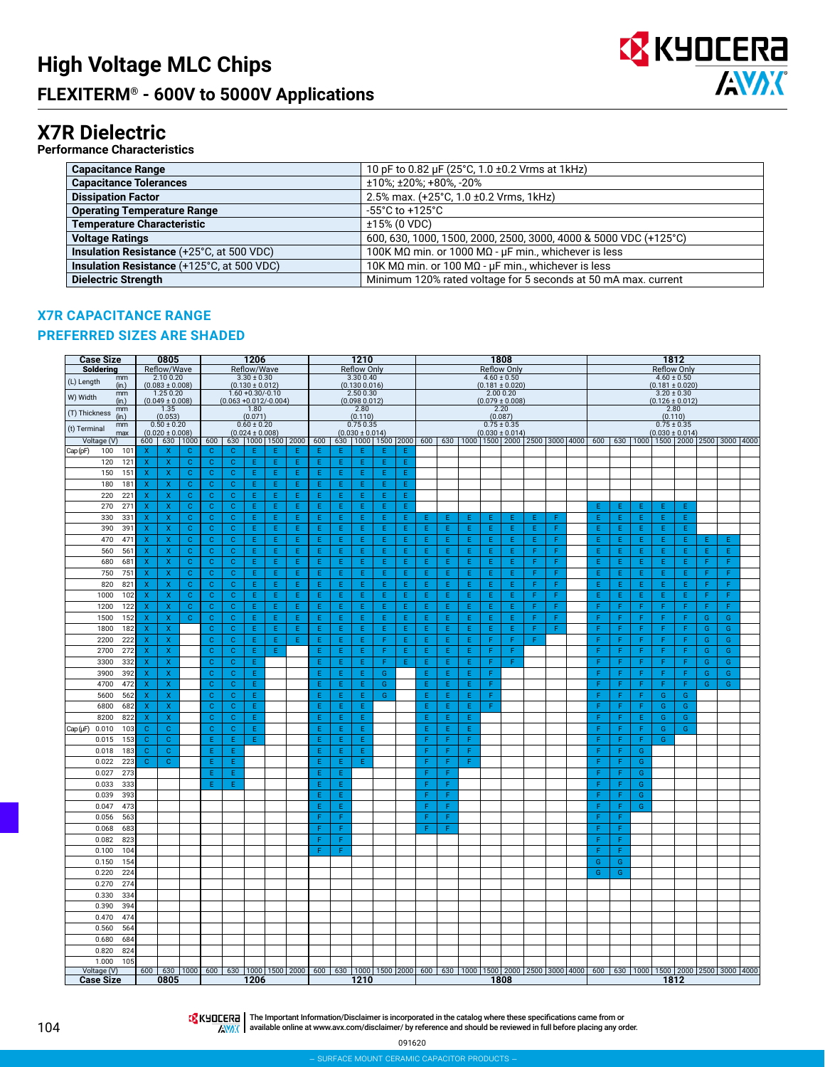# High Voltage MLC Chips

## FLEXITERM® - 600V to 5000V Applications

## X7R Dielectric

### Performance Characteristics

| | |
|---|---|
| **Capacitance Range** | 10 pF to 0.82 µF (25°C, 1.0 ±0.2 Vrms at 1kHz) |
| **Capacitance Tolerances** | ±10%; ±20%; +80%, -20% |
| **Dissipation Factor** | 2.5% max. (+25°C, 1.0 ±0.2 Vrms, 1kHz) |
| **Operating Temperature Range** | -55°C to +125°C |
| **Temperature Characteristic** | ±15% (0 VDC) |
| **Voltage Ratings** | 600, 630, 1000, 1500, 2000, 2500, 3000, 4000 & 5000 VDC (+125°C) |
| **Insulation Resistance** (+25°C, at 500 VDC) | 100K MΩ min. or 1000 MΩ - µF min., whichever is less |
| **Insulation Resistance** (+125°C, at 500 VDC) | 10K MΩ min. or 100 MΩ - µF min., whichever is less |
| **Dielectric Strength** | Minimum 120% rated voltage for 5 seconds at 50 mA max. current |

### X7R CAPACITANCE RANGE

### PREFERRED SIZES ARE SHADED

| Case Size | | 0805 | | | 1206 | | | | | 1210 | | | | | 1808 | | | | | | | | 1812 | | | | | | | |
|---|---|---|---|---|---|---|---|---|---|---|---|---|---|---|---|---|---|---|---|---|---|---|---|---|---|---|---|---|---|---|
| Soldering | | Reflow/Wave | | | Reflow/Wave | | | | | Reflow Only | | | | | Reflow Only | | | | | | | | Reflow Only | | | | | | | |
| (L) Length | mm | 2.10 0.20 | | | 3.30 ± 0.30 | | | | | 3.30 0.40 | | | | | 4.60 ± 0.50 | | | | | | | | 4.60 ± 0.50 | | | | | | | |
| | (in.) | (0.083 ± 0.008) | | | (0.130 ± 0.012) | | | | | (0.130 0.016) | | | | | (0.181 ± 0.020) | | | | | | | | (0.181 ± 0.020) | | | | | | | |
| W) Width | mm | 1.25 0.20 | | | 1.60 +0.30/-0.10 | | | | | 2.50 0.30 | | | | | 2.00 0.20 | | | | | | | | 3.20 ± 0.30 | | | | | | | |
| | (in.) | (0.049 ± 0.008) | | | (0.063 +0.012/-0.004) | | | | | (0.098 0.012) | | | | | (0.079 ± 0.008) | | | | | | | | (0.126 ± 0.012) | | | | | | | |
| (T) Thickness | mm | 1.35 | | | 1.80 | | | | | 2.80 | | | | | 2.20 | | | | | | | | 2.80 | | | | | | | |
| | (in.) | (0.053) | | | (0.071) | | | | | (0.110) | | | | | (0.087) | | | | | | | | (0.110) | | | | | | | |
| (t) Terminal | mm | 0.50 ± 0.20 | | | 0.60 ± 0.20 | | | | | 0.75 0.35 | | | | | 0.75 ± 0.35 | | | | | | | | 0.75 ± 0.35 | | | | | | | |
| | max | (0.020 ± 0.008) | | | (0.024 ± 0.008) | | | | | (0.030 ± 0.014) | | | | | (0.030 ± 0.014) | | | | | | | | (0.030 ± 0.014) | | | | | | | |
| Voltage (V) | | 600 | 630 | 1000 | 600 | 630 | 1000 | 1500 | 2000 | 600 | 630 | 1000 | 1500 | 2000 | 600 | 630 | 1000 | 1500 | 2000 | 2500 | 3000 | 4000 | 600 | 630 | 1000 | 1500 | 2000 | 2500 | 3000 | 4000 |
| Cap (pF) 100 | 101 | X | X | C | C | C | E | E | E | E | E | E | E | E | | | | | | | | | | | | | | | | |
| 120 | 121 | X | X | C | C | C | E | E | E | E | E | E | E | E | | | | | | | | | | | | | | | | |
| 150 | 151 | X | X | C | C | C | E | E | E | E | E | E | E | E | | | | | | | | | | | | | | | | |
| 180 | 181 | X | X | C | C | C | E | E | E | E | E | E | E | E | | | | | | | | | | | | | | | | |
| 220 | 221 | X | X | C | C | C | E | E | E | E | E | E | E | E | | | | | | | | | | | | | | | | |
| 270 | 271 | X | X | C | C | C | E | E | E | E | E | E | E | E | | | | | | | | | E | E | E | E | E | | | |
| 330 | 331 | X | X | C | C | C | E | E | E | E | E | E | E | E | E | E | E | E | E | E | F | | E | E | E | E | E | | | |
| 390 | 391 | X | X | C | C | C | E | E | E | E | E | E | E | E | E | E | E | E | E | E | F | | E | E | E | E | E | | | |
| 470 | 471 | X | X | C | C | C | E | E | E | E | E | E | E | E | E | E | E | E | E | E | F | | E | E | E | E | E | E | E | |
| 560 | 561 | X | X | C | C | C | E | E | E | E | E | E | E | E | E | E | E | E | E | F | F | | E | E | E | E | E | E | E | |
| 680 | 681 | X | X | C | C | C | E | E | E | E | E | E | E | E | E | E | E | E | E | F | F | | E | E | E | E | E | F | F | |
| 750 | 751 | X | X | C | C | C | E | E | E | E | E | E | E | E | E | E | E | E | E | F | F | | E | E | E | E | E | F | F | |
| 820 | 821 | X | X | C | C | C | E | E | E | E | E | E | E | E | E | E | E | E | E | F | F | | E | E | E | E | E | F | F | |
| 1000 | 102 | X | X | C | C | C | E | E | E | E | E | E | E | E | E | E | E | E | E | F | F | | E | E | E | E | E | F | F | |
| 1200 | 122 | X | X | C | C | C | E | E | E | E | E | E | E | E | E | E | E | E | E | F | F | | F | F | F | F | F | F | F | |
| 1500 | 152 | X | X | C | C | C | E | E | E | E | E | E | E | E | E | E | E | E | E | F | F | | F | F | F | F | F | G | G | |
| 1800 | 182 | X | X | | C | C | E | E | E | E | E | E | E | E | E | E | E | E | E | F | F | | F | F | F | F | F | G | G | |
| 2200 | 222 | X | X | | C | C | E | E | E | E | E | E | F | E | E | E | E | F | F | F | | | F | F | F | F | F | G | G | |
| 2700 | 272 | X | X | | C | C | E | E | | E | E | E | F | E | E | E | E | F | F | | | | F | F | F | F | F | G | G | |
| 3300 | 332 | X | X | | C | C | E | | | E | E | E | F | E | E | E | E | F | F | | | | F | F | F | F | F | G | G | |
| 3900 | 392 | X | X | | C | C | E | | | E | E | E | G | | E | E | E | F | | | | | F | F | F | F | F | G | G | |
| 4700 | 472 | X | X | | C | C | E | | | E | E | E | G | | E | E | E | F | | | | | F | F | F | F | F | G | G | |
| 5600 | 562 | X | X | | C | C | E | | | E | E | E | G | | E | E | E | F | | | | | F | F | F | G | G | | | |
| 6800 | 682 | X | X | | C | C | E | | | E | E | E | | | E | E | E | F | | | | | F | F | F | G | G | | | |
| 8200 | 822 | X | X | | C | C | E | | | E | E | E | | | E | E | E | | | | | | F | F | E | G | G | | | |
| Cap (µF) 0.010 | 103 | C | C | | C | C | E | | | E | E | E | | | E | E | E | | | | | | F | F | F | G | G | | | |
| 0.015 | 153 | C | C | | E | E | E | | | E | E | E | | | F | F | F | | | | | | F | F | F | G | | | | |
| 0.018 | 183 | C | C | | E | E | | | | E | E | E | | | F | F | F | | | | | | F | F | G | | | | | |
| 0.022 | 223 | C | C | | E | E | | | | E | E | E | | | F | F | F | | | | | | F | F | G | | | | | |
| 0.027 | 273 | | | | E | E | | | | E | E | | | | F | F | | | | | | | F | F | G | | | | | |
| 0.033 | 333 | | | | E | E | | | | E | E | | | | F | F | | | | | | | F | F | G | | | | | |
| 0.039 | 393 | | | | | | | | | E | E | | | | F | F | | | | | | | F | F | G | | | | | |
| 0.047 | 473 | | | | | | | | | E | E | | | | F | F | | | | | | | F | F | G | | | | | |
| 0.056 | 563 | | | | | | | | | F | F | | | | F | F | | | | | | | F | F | | | | | | |
| 0.068 | 683 | | | | | | | | | F | F | | | | F | F | | | | | | | F | F | | | | | | |
| 0.082 | 823 | | | | | | | | | F | F | | | | | | | | | | | | F | F | | | | | | |
| 0.100 | 104 | | | | | | | | | F | F | | | | | | | | | | | | F | F | | | | | | |
| 0.150 | 154 | | | | | | | | | | | | | | | | | | | | | | G | G | | | | | | |
| 0.220 | 224 | | | | | | | | | | | | | | | | | | | | | | G | G | | | | | | |
| 0.270 | 274 | | | | | | | | | | | | | | | | | | | | | | | | | | | | | |
| 0.330 | 334 | | | | | | | | | | | | | | | | | | | | | | | | | | | | | |
| 0.390 | 394 | | | | | | | | | | | | | | | | | | | | | | | | | | | | | |
| 0.470 | 474 | | | | | | | | | | | | | | | | | | | | | | | | | | | | | |
| 0.560 | 564 | | | | | | | | | | | | | | | | | | | | | | | | | | | | | |
| 0.680 | 684 | | | | | | | | | | | | | | | | | | | | | | | | | | | | | |
| 0.820 | 824 | | | | | | | | | | | | | | | | | | | | | | | | | | | | | |
| 1.000 | 105 | | | | | | | | | | | | | | | | | | | | | | | | | | | | | |
| Voltage (V) | | 600 | 630 | 1000 | 600 | 630 | 1000 | 1500 | 2000 | 600 | 630 | 1000 | 1500 | 2000 | 600 | 630 | 1000 | 1500 | 2000 | 2500 | 3000 | 4000 | 600 | 630 | 1000 | 1500 | 2000 | 2500 | 3000 | 4000 |
| Case Size | | 0805 | | | 1206 | | | | | 1210 | | | | | 1808 | | | | | | | | 1812 | | | | | | | |

The Important Information/Disclaimer is incorporated in the catalog where these specifications came from or available online at www.avx.com/disclaimer/ by reference and should be reviewed in full before placing any order.

091620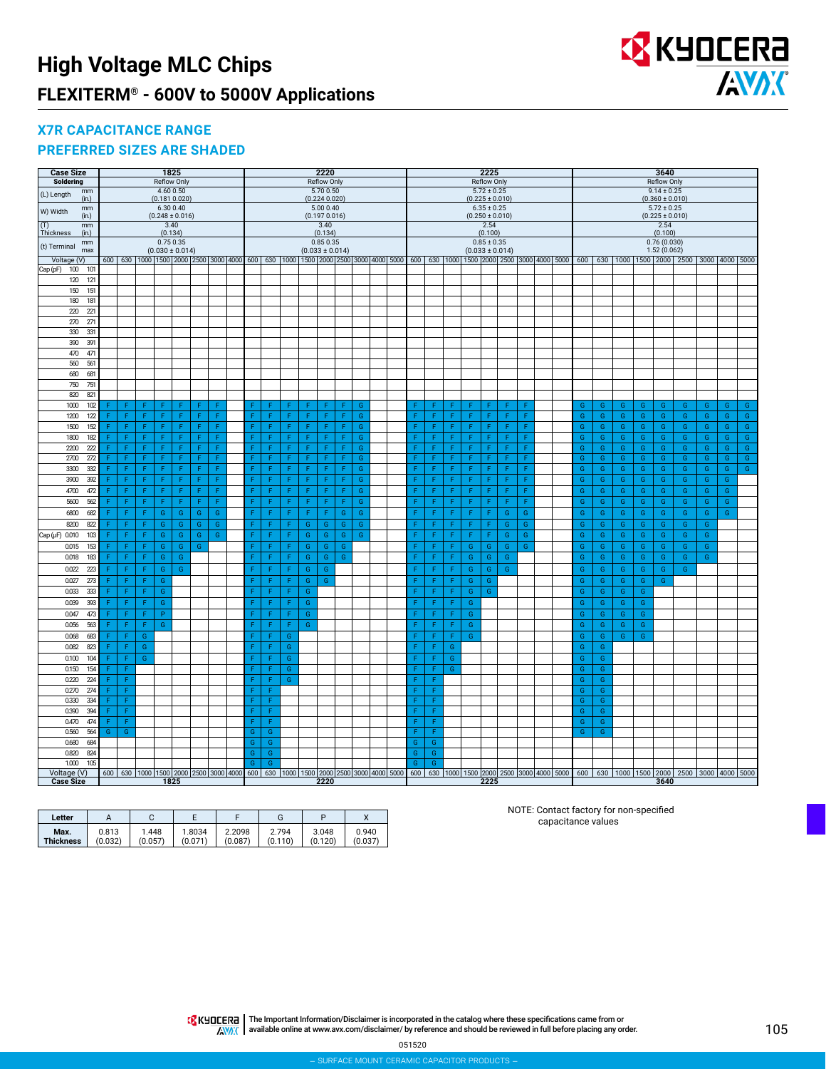# High Voltage MLC Chips

## FLEXITERM® - 600V to 5000V Applications

### X7R CAPACITANCE RANGE

### PREFERRED SIZES ARE SHADED

| Case Size | | 1825 | | | | | | | | 2220 | | | | | | | | | 2225 | | | | | | | | | 3640 | | | | | | | | |
|---|---|---|---|---|---|---|---|---|---|---|---|---|---|---|---|---|---|---|---|---|---|---|---|---|---|---|---|---|---|---|---|---|---|---|---|---|
| Soldering | | Reflow Only | | | | | | | | Reflow Only | | | | | | | | | Reflow Only | | | | | | | | | Reflow Only | | | | | | | | |
| (L) Length | mm (in.) | 4.60 0.50 (0.181 0.020) | | | | | | | | 5.70 0.50 (0.224 0.020) | | | | | | | | | 5.72 ± 0.25 (0.225 ± 0.010) | | | | | | | | | 9.14 ± 0.25 (0.360 ± 0.010) | | | | | | | | |
| W) Width | mm (in.) | 6.30 0.40 (0.248 ± 0.016) | | | | | | | | 5.00 0.40 (0.197 0.016) | | | | | | | | | 6.35 ± 0.25 (0.250 ± 0.010) | | | | | | | | | 5.72 ± 0.25 (0.225 ± 0.010) | | | | | | | | |
| (T) Thickness | mm (in.) | 3.40 (0.134) | | | | | | | | 3.40 (0.134) | | | | | | | | | 2.54 (0.100) | | | | | | | | | 2.54 (0.100) | | | | | | | | |
| (t) Terminal | mm max | 0.75 0.35 (0.030 ± 0.014) | | | | | | | | 0.85 0.35 (0.033 ± 0.014) | | | | | | | | | 0.85 ± 0.35 (0.033 ± 0.014) | | | | | | | | | 0.76 (0.030) 1.52 (0.062) | | | | | | | | |
| Voltage (V) | | 600 | 630 | 1000 | 1500 | 2000 | 2500 | 3000 | 4000 | 600 | 630 | 1000 | 1500 | 2000 | 2500 | 3000 | 4000 | 5000 | 600 | 630 | 1000 | 1500 | 2000 | 2500 | 3000 | 4000 | 5000 | 600 | 630 | 1000 | 1500 | 2000 | 2500 | 3000 | 4000 | 5000 |
| Cap (pF) 100 | 101 | | | | | | | | | | | | | | | | | | | | | | | | | | | | | | | | | | | |
| 120 | 121 | | | | | | | | | | | | | | | | | | | | | | | | | | | | | | | | | | | |
| 150 | 151 | | | | | | | | | | | | | | | | | | | | | | | | | | | | | | | | | | | |
| 180 | 181 | | | | | | | | | | | | | | | | | | | | | | | | | | | | | | | | | | | |
| 220 | 221 | | | | | | | | | | | | | | | | | | | | | | | | | | | | | | | | | | | |
| 270 | 271 | | | | | | | | | | | | | | | | | | | | | | | | | | | | | | | | | | | |
| 330 | 331 | | | | | | | | | | | | | | | | | | | | | | | | | | | | | | | | | | | |
| 390 | 391 | | | | | | | | | | | | | | | | | | | | | | | | | | | | | | | | | | | |
| 470 | 471 | | | | | | | | | | | | | | | | | | | | | | | | | | | | | | | | | | | |
| 560 | 561 | | | | | | | | | | | | | | | | | | | | | | | | | | | | | | | | | | | |
| 680 | 681 | | | | | | | | | | | | | | | | | | | | | | | | | | | | | | | | | | | |
| 750 | 751 | | | | | | | | | | | | | | | | | | | | | | | | | | | | | | | | | | | |
| 820 | 821 | | | | | | | | | | | | | | | | | | | | | | | | | | | | | | | | | | | |
| 1000 | 102 | F | F | F | F | F | F | F | | F | F | F | F | F | F | G | | | F | F | F | F | F | F | F | | | G | G | G | G | G | G | G | G | G |
| 1200 | 122 | F | F | F | F | F | F | F | | F | F | F | F | F | F | G | | | F | F | F | F | F | F | F | | | G | G | G | G | G | G | G | G | G |
| 1500 | 152 | F | F | F | F | F | F | F | | F | F | F | F | F | F | G | | | F | F | F | F | F | F | F | | | G | G | G | G | G | G | G | G | G |
| 1800 | 182 | F | F | F | F | F | F | F | | F | F | F | F | F | F | G | | | F | F | F | F | F | F | F | | | G | G | G | G | G | G | G | G | G |
| 2200 | 222 | F | F | F | F | F | F | F | | F | F | F | F | F | F | G | | | F | F | F | F | F | F | F | | | G | G | G | G | G | G | G | G | G |
| 2700 | 272 | F | F | F | F | F | F | F | | F | F | F | F | F | F | G | | | F | F | F | F | F | F | F | | | G | G | G | G | G | G | G | G | G |
| 3300 | 332 | F | F | F | F | F | F | F | | F | F | F | F | F | F | G | | | F | F | F | F | F | F | F | | | G | G | G | G | G | G | G | G | G |
| 3900 | 392 | F | F | F | F | F | F | F | | F | F | F | F | F | F | G | | | F | F | F | F | F | F | F | | | G | G | G | G | G | G | G | G | |
| 4700 | 472 | F | F | F | F | F | F | F | | F | F | F | F | F | F | G | | | F | F | F | F | F | F | F | | | G | G | G | G | G | G | G | G | |
| 5600 | 562 | F | F | F | F | F | F | F | | F | F | F | F | F | F | G | | | F | F | F | F | F | F | F | | | G | G | G | G | G | G | G | G | |
| 6800 | 682 | F | F | F | G | G | G | G | | F | F | F | F | F | G | G | | | F | F | F | F | F | G | G | | | G | G | G | G | G | G | G | G | |
| 8200 | 822 | F | F | F | G | G | G | G | | F | F | F | G | G | G | G | | | F | F | F | F | F | G | G | | | G | G | G | G | G | G | G | | |
| Cap (μF) 0.010 | 103 | F | F | F | G | G | G | G | | F | F | F | G | G | G | G | | | F | F | F | F | F | G | G | | | G | G | G | G | G | G | G | | |
| 0.015 | 153 | F | F | F | G | G | G | | | F | F | F | G | G | G | | | | F | F | F | G | G | G | G | | | G | G | G | G | G | G | G | | |
| 0.018 | 183 | F | F | F | G | G | | | | F | F | F | G | G | G | | | | F | F | F | G | G | G | | | | G | G | G | G | G | G | G | | |
| 0.022 | 223 | F | F | F | G | G | | | | F | F | F | G | G | | | | | F | F | F | G | G | G | | | | G | G | G | G | G | G | | | |
| 0.027 | 273 | F | F | F | G | | | | | F | F | F | G | G | | | | | F | F | F | G | G | | | | | G | G | G | G | G | | | | |
| 0.033 | 333 | F | F | F | G | | | | | F | F | F | G | | | | | | F | F | F | G | G | | | | | G | G | G | G | | | | | |
| 0.039 | 393 | F | F | F | G | | | | | F | F | F | G | | | | | | F | F | F | G | | | | | | G | G | G | G | | | | | |
| 0.047 | 473 | F | F | F | P | | | | | F | F | F | G | | | | | | F | F | F | G | | | | | | G | G | G | G | | | | | |
| 0.056 | 563 | F | F | F | G | | | | | F | F | F | G | | | | | | F | F | F | G | | | | | | G | G | G | G | | | | | |
| 0.068 | 683 | F | F | G | | | | | | F | F | G | | | | | | | F | F | F | G | | | | | | G | G | G | G | | | | | |
| 0.082 | 823 | F | F | G | | | | | | F | F | G | | | | | | | F | F | G | | | | | | | G | G | | | | | | | |
| 0.100 | 104 | F | F | G | | | | | | F | F | G | | | | | | | F | F | G | | | | | | | G | G | | | | | | | |
| 0.150 | 154 | F | F | | | | | | | F | F | G | | | | | | | F | F | G | | | | | | | G | G | | | | | | | |
| 0.220 | 224 | F | F | | | | | | | F | F | G | | | | | | | F | F | | | | | | | | G | G | | | | | | | |
| 0.270 | 274 | F | F | | | | | | | F | F | | | | | | | | F | F | | | | | | | | G | G | | | | | | | |
| 0.330 | 334 | F | F | | | | | | | F | F | | | | | | | | F | F | | | | | | | | G | G | | | | | | | |
| 0.390 | 394 | F | F | | | | | | | F | F | | | | | | | | F | F | | | | | | | | G | G | | | | | | | |
| 0.470 | 474 | F | F | | | | | | | F | F | | | | | | | | F | F | | | | | | | | G | G | | | | | | | |
| 0.560 | 564 | G | G | | | | | | | G | G | | | | | | | | F | F | | | | | | | | G | G | | | | | | | |
| 0.680 | 684 | | | | | | | | | G | G | | | | | | | | G | G | | | | | | | | | | | | | | | | |
| 0.820 | 824 | | | | | | | | | G | G | | | | | | | | G | G | | | | | | | | | | | | | | | | |
| 1.000 | 105 | | | | | | | | | G | G | | | | | | | | G | G | | | | | | | | | | | | | | | | |
| Voltage (V) | | 600 | 630 | 1000 | 1500 | 2000 | 2500 | 3000 | 4000 | 600 | 630 | 1000 | 1500 | 2000 | 2500 | 3000 | 4000 | 5000 | 600 | 630 | 1000 | 1500 | 2000 | 2500 | 3000 | 4000 | 5000 | 600 | 630 | 1000 | 1500 | 2000 | 2500 | 3000 | 4000 | 5000 |
| Case Size | | 1825 | | | | | | | | 2220 | | | | | | | | | 2225 | | | | | | | | | 3640 | | | | | | | | |

| Letter | A | C | E | F | G | P | X |
|---|---|---|---|---|---|---|---|
| Max. Thickness | 0.813 (0.032) | 1.448 (0.057) | 1.8034 (0.071) | 2.2098 (0.087) | 2.794 (0.110) | 3.048 (0.120) | 0.940 (0.037) |

NOTE: Contact factory for non-specified capacitance values

The Important Information/Disclaimer is incorporated in the catalog where these specifications came from or available online at www.avx.com/disclaimer/ by reference and should be reviewed in full before placing any order.

051520